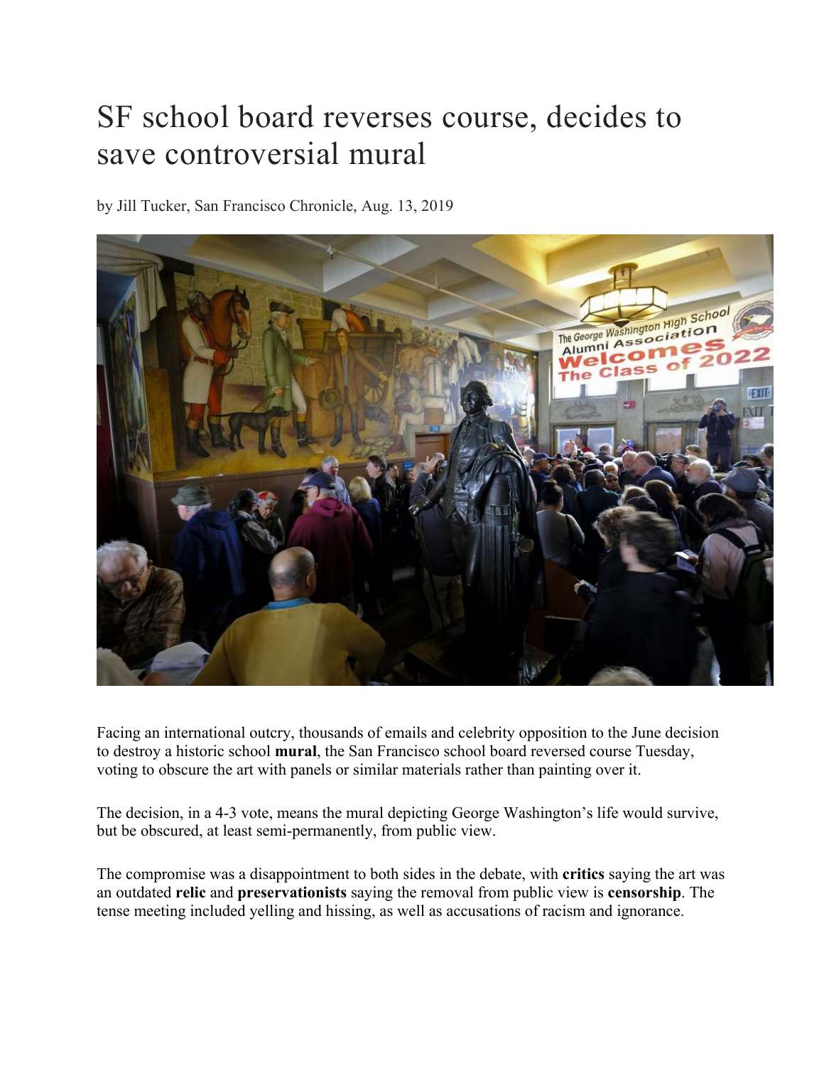# SF school board reverses course, decides to save controversial mural

by Jill Tucker, San Francisco Chronicle, Aug. 13, 2019

Facing an international outcry, thousands of emails and celebrity opposition to the June decision to destroy a historic school **mural**, the San Francisco school board reversed course Tuesday, voting to obscure the art with panels or similar materials rather than painting over it.

The decision, in a 4-3 vote, means the mural depicting George Washington's life would survive, but be obscured, at least semi-permanently, from public view.

The compromise was a disappointment to both sides in the debate, with **critics** saying the art was an outdated **relic** and **preservationists** saying the removal from public view is **censorship**. The tense meeting included yelling and hissing, as well as accusations of racism and ignorance.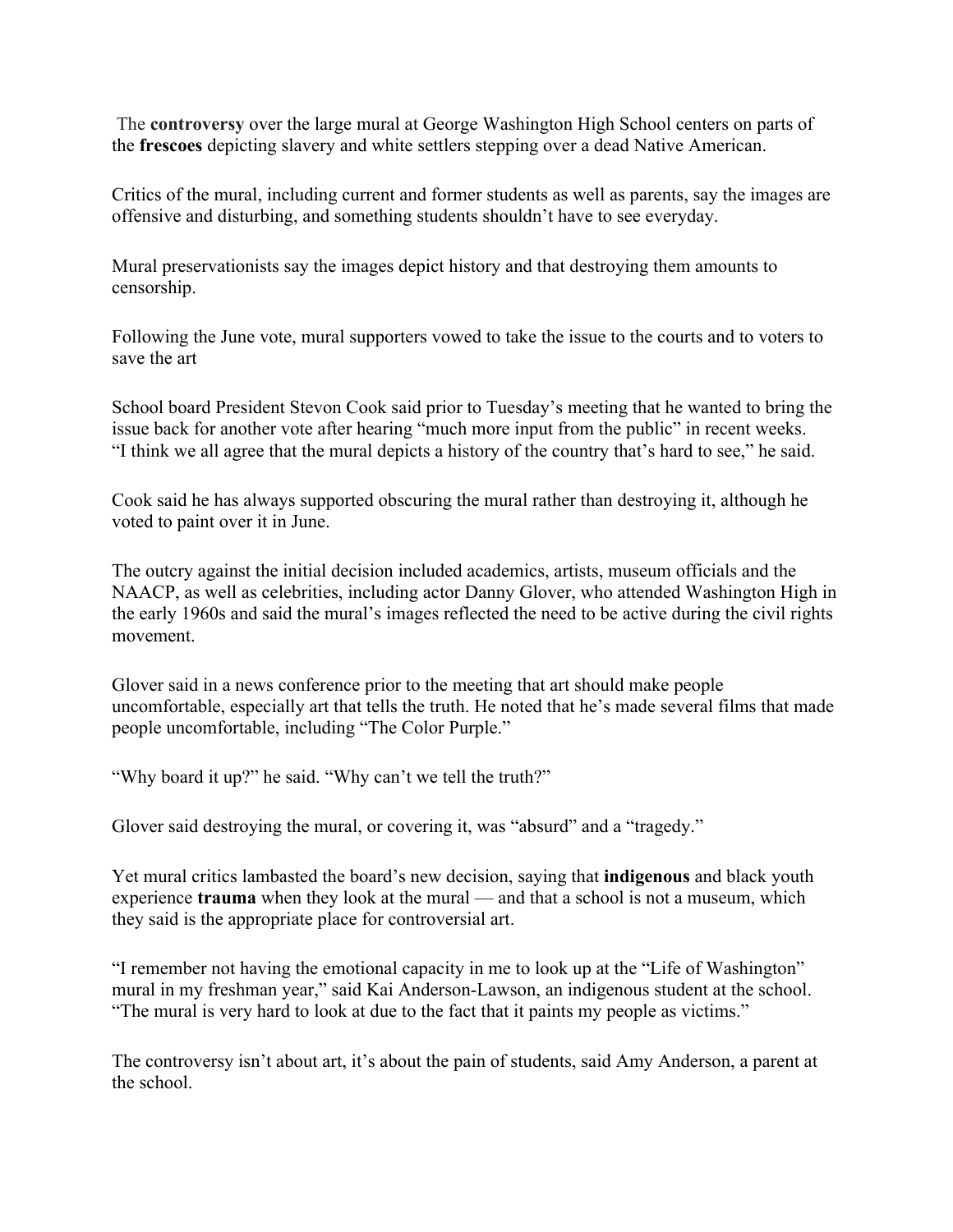The **controversy** over the large mural at George Washington High School centers on parts of the **frescoes** depicting slavery and white settlers stepping over a dead Native American.

Critics of the mural, including current and former students as well as parents, say the images are offensive and disturbing, and something students shouldn't have to see everyday.

Mural preservationists say the images depict history and that destroying them amounts to censorship.

Following the June vote, mural supporters vowed to take the issue to the courts and to voters to save the art

School board President Stevon Cook said prior to Tuesday's meeting that he wanted to bring the issue back for another vote after hearing "much more input from the public" in recent weeks. "I think we all agree that the mural depicts a history of the country that's hard to see," he said.

Cook said he has always supported obscuring the mural rather than destroying it, although he voted to paint over it in June.

The outcry against the initial decision included academics, artists, museum officials and the NAACP, as well as celebrities, including actor Danny Glover, who attended Washington High in the early 1960s and said the mural's images reflected the need to be active during the civil rights movement.

Glover said in a news conference prior to the meeting that art should make people uncomfortable, especially art that tells the truth. He noted that he's made several films that made people uncomfortable, including "The Color Purple."

"Why board it up?" he said. "Why can't we tell the truth?"

Glover said destroying the mural, or covering it, was "absurd" and a "tragedy."

Yet mural critics lambasted the board's new decision, saying that **indigenous** and black youth experience **trauma** when they look at the mural — and that a school is not a museum, which they said is the appropriate place for controversial art.

"I remember not having the emotional capacity in me to look up at the "Life of Washington" mural in my freshman year," said Kai Anderson-Lawson, an indigenous student at the school. "The mural is very hard to look at due to the fact that it paints my people as victims."

The controversy isn't about art, it's about the pain of students, said Amy Anderson, a parent at the school.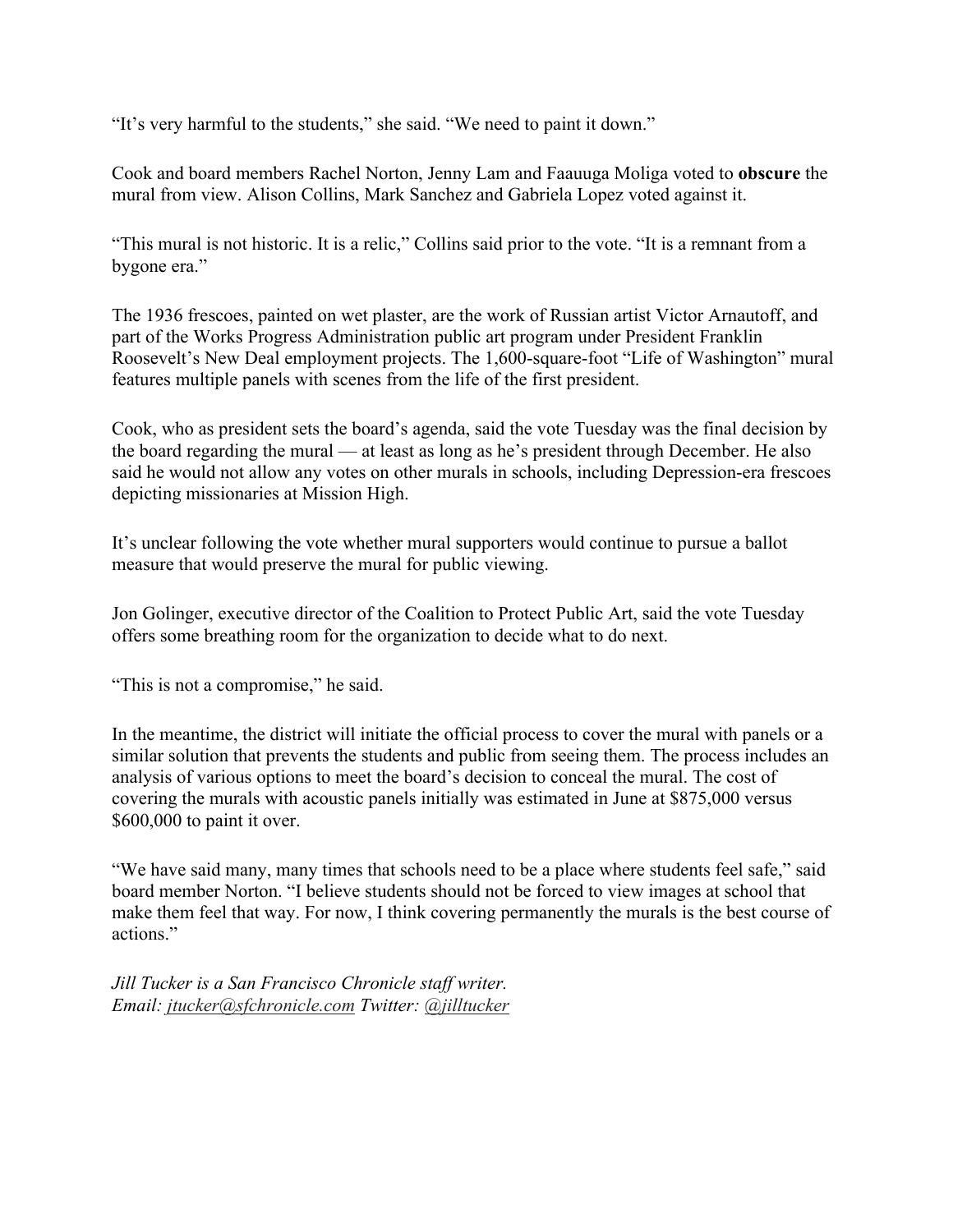"It's very harmful to the students," she said. "We need to paint it down."

Cook and board members Rachel Norton, Jenny Lam and Faauuga Moliga voted to **obscure** the mural from view. Alison Collins, Mark Sanchez and Gabriela Lopez voted against it.

"This mural is not historic. It is a relic," Collins said prior to the vote. "It is a remnant from a bygone era."

The 1936 frescoes, painted on wet plaster, are the work of Russian artist Victor Arnautoff, and part of the Works Progress Administration public art program under President Franklin Roosevelt's New Deal employment projects. The 1,600-square-foot "Life of Washington" mural features multiple panels with scenes from the life of the first president.

Cook, who as president sets the board's agenda, said the vote Tuesday was the final decision by the board regarding the mural — at least as long as he's president through December. He also said he would not allow any votes on other murals in schools, including Depression-era frescoes depicting missionaries at Mission High.

It's unclear following the vote whether mural supporters would continue to pursue a ballot measure that would preserve the mural for public viewing.

Jon Golinger, executive director of the Coalition to Protect Public Art, said the vote Tuesday offers some breathing room for the organization to decide what to do next.

"This is not a compromise," he said.

In the meantime, the district will initiate the official process to cover the mural with panels or a similar solution that prevents the students and public from seeing them. The process includes an analysis of various options to meet the board's decision to conceal the mural. The cost of covering the murals with acoustic panels initially was estimated in June at $875,000 versus $600,000 to paint it over.

"We have said many, many times that schools need to be a place where students feel safe," said board member Norton. "I believe students should not be forced to view images at school that make them feel that way. For now, I think covering permanently the murals is the best course of actions."

*Jill Tucker is a San Francisco Chronicle staff writer.*
*Email: jtucker@sfchronicle.com Twitter: @jilltucker*